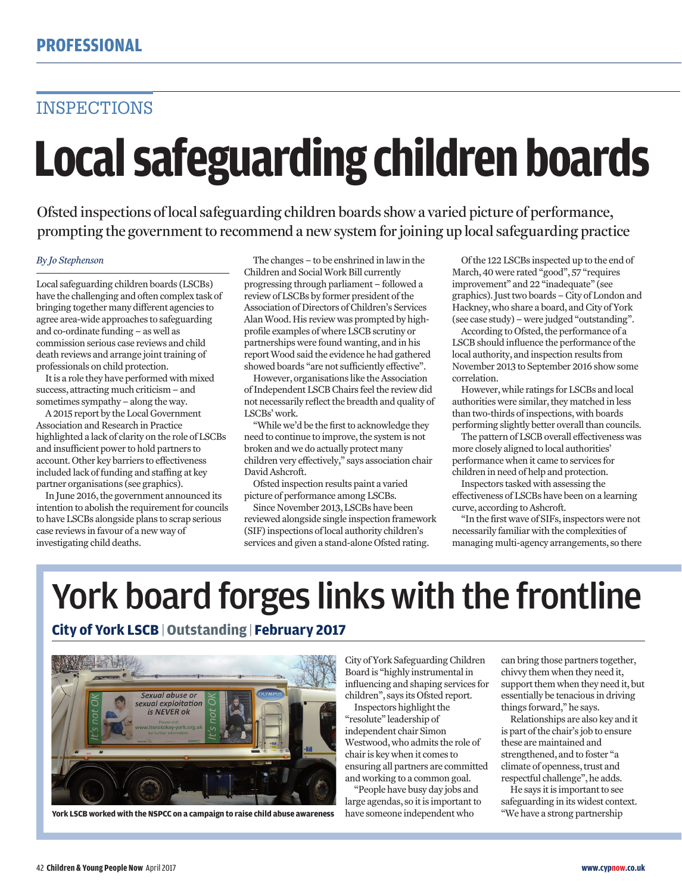# INSPECTIONS

# Local safeguarding children boards

Ofsted inspections of local safeguarding children boards show a varied picture of performance, prompting the government to recommend a new system for joining up local safeguarding practice

*By Jo Stephenson*

Local safeguarding children boards (LSCBs) have the challenging and often complex task of bringing together many different agencies to agree area-wide approaches to safeguarding and co-ordinate funding – as well as commission serious case reviews and child death reviews and arrange joint training of professionals on child protection.

It is a role they have performed with mixed success, attracting much criticism – and sometimes sympathy – along the way.

A 2015 report by the Local Government Association and Research in Practice highlighted a lack of clarity on the role of LSCBs and insufficient power to hold partners to account. Other key barriers to effectiveness included lack of funding and staffing at key partner organisations (see graphics).

In June 2016, the government announced its intention to abolish the requirement for councils to have LSCBs alongside plans to scrap serious case reviews in favour of a new way of investigating child deaths.

The changes – to be enshrined in law in the Children and Social Work Bill currently progressing through parliament – followed a review of LSCBs by former president of the Association of Directors of Children's Services Alan Wood. His review was prompted by high-profile examples of where LSCB scrutiny or partnerships were found wanting, and in his report Wood said the evidence he had gathered showed boards "are not sufficiently effective".

However, organisations like the Association of Independent LSCB Chairs feel the review did not necessarily reflect the breadth and quality of LSCBs' work.

"While we'd be the first to acknowledge they need to continue to improve, the system is not broken and we do actually protect many children very effectively," says association chair David Ashcroft.

Ofsted inspection results paint a varied picture of performance among LSCBs.

Since November 2013, LSCBs have been reviewed alongside single inspection framework (SIF) inspections of local authority children's services and given a stand-alone Ofsted rating.

Of the 122 LSCBs inspected up to the end of March, 40 were rated "good", 57 "requires improvement" and 22 "inadequate" (see graphics). Just two boards – City of London and Hackney, who share a board, and City of York (see case study) – were judged "outstanding".

According to Ofsted, the performance of a LSCB should influence the performance of the local authority, and inspection results from November 2013 to September 2016 show some correlation.

However, while ratings for LSCBs and local authorities were similar, they matched in less than two-thirds of inspections, with boards performing slightly better overall than councils.

The pattern of LSCB overall effectiveness was more closely aligned to local authorities' performance when it came to services for children in need of help and protection.

Inspectors tasked with assessing the effectiveness of LSCBs have been on a learning curve, according to Ashcroft.

"In the first wave of SIFs, inspectors were not necessarily familiar with the complexities of managing multi-agency arrangements, so there

## York board forges links with the frontline

**City of York LSCB | Outstanding | February 2017**

**York LSCB worked with the NSPCC on a campaign to raise child abuse awareness**

City of York Safeguarding Children Board is "highly instrumental in influencing and shaping services for children", says its Ofsted report.

Inspectors highlight the "resolute" leadership of independent chair Simon Westwood, who admits the role of chair is key when it comes to ensuring all partners are committed and working to a common goal.

"People have busy day jobs and large agendas, so it is important to have someone independent who can bring those partners together, chivvy them when they need it, support them when they need it, but essentially be tenacious in driving things forward," he says.

Relationships are also key and it is part of the chair's job to ensure these are maintained and strengthened, and to foster "a climate of openness, trust and respectful challenge", he adds.

He says it is important to see safeguarding in its widest context. "We have a strong partnership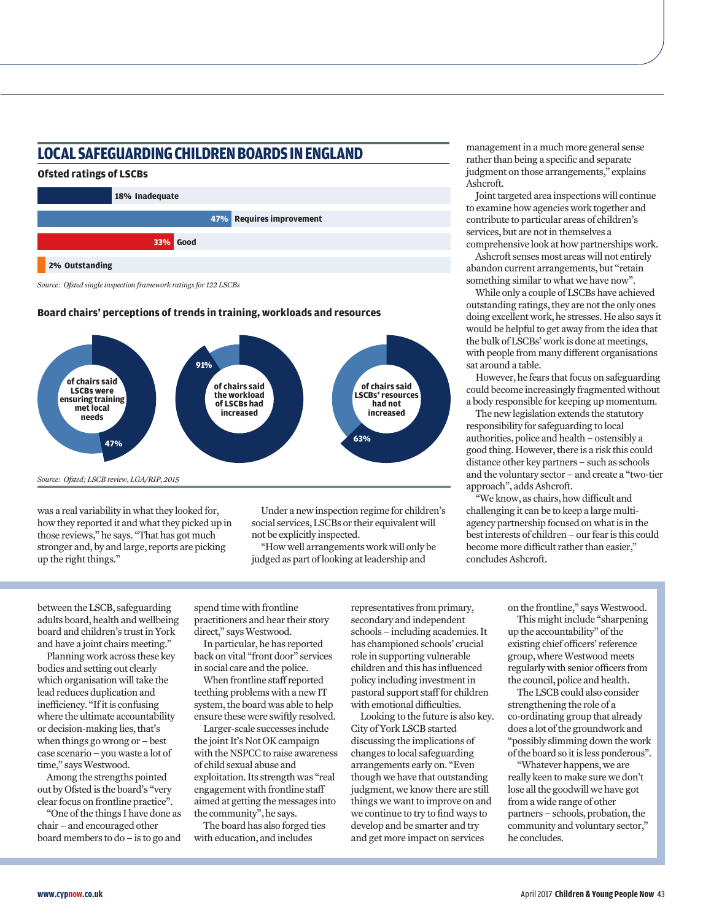## LOCAL SAFEGUARDING CHILDREN BOARDS IN ENGLAND

**Ofsted ratings of LSCBs**

18% Inadequate

47% Requires improvement

33% Good

2% Outstanding

*Source: Ofsted single inspection framework ratings for 122 LSCBs*

**Board chairs' perceptions of trends in training, workloads and resources**

47% of chairs said LSCBs were ensuring training met local needs

91% of chairs said the workload of LSCBs had increased

63% of chairs said LSCBs' resources had not increased

*Source: Ofsted; LSCB review, LGA/RIP, 2015*

was a real variability in what they looked for, how they reported it and what they picked up in those reviews," he says. "That has got much stronger and, by and large, reports are picking up the right things."

Under a new inspection regime for children's social services, LSCBs or their equivalent will not be explicitly inspected.

"How well arrangements work will only be judged as part of looking at leadership and management in a much more general sense rather than being a specific and separate judgment on those arrangements," explains Ashcroft.

Joint targeted area inspections will continue to examine how agencies work together and contribute to particular areas of children's services, but are not in themselves a comprehensive look at how partnerships work.

Ashcroft senses most areas will not entirely abandon current arrangements, but "retain something similar to what we have now".

While only a couple of LSCBs have achieved outstanding ratings, they are not the only ones doing excellent work, he stresses. He also says it would be helpful to get away from the idea that the bulk of LSCBs' work is done at meetings, with people from many different organisations sat around a table.

However, he fears that focus on safeguarding could become increasingly fragmented without a body responsible for keeping up momentum.

The new legislation extends the statutory responsibility for safeguarding to local authorities, police and health – ostensibly a good thing. However, there is a risk this could distance other key partners – such as schools and the voluntary sector – and create a "two-tier approach", adds Ashcroft.

"We know, as chairs, how difficult and challenging it can be to keep a large multi-agency partnership focused on what is in the best interests of children – our fear is this could become more difficult rather than easier," concludes Ashcroft.

between the LSCB, safeguarding adults board, health and wellbeing board and children's trust in York and have a joint chairs meeting."

Planning work across these key bodies and setting out clearly which organisation will take the lead reduces duplication and inefficiency. "If it is confusing where the ultimate accountability or decision-making lies, that's when things go wrong or – best case scenario – you waste a lot of time," says Westwood.

Among the strengths pointed out by Ofsted is the board's "very clear focus on frontline practice".

"One of the things I have done as chair – and encouraged other board members to do – is to go and spend time with frontline practitioners and hear their story direct," says Westwood.

In particular, he has reported back on vital "front door" services in social care and the police.

When frontline staff reported teething problems with a new IT system, the board was able to help ensure these were swiftly resolved.

Larger-scale successes include the joint It's Not OK campaign with the NSPCC to raise awareness of child sexual abuse and exploitation. Its strength was "real engagement with frontline staff aimed at getting the messages into the community", he says.

The board has also forged ties with education, and includes representatives from primary, secondary and independent schools – including academies. It has championed schools' crucial role in supporting vulnerable children and this has influenced policy including investment in pastoral support staff for children with emotional difficulties.

Looking to the future is also key. City of York LSCB started discussing the implications of changes to local safeguarding arrangements early on. "Even though we have that outstanding judgment, we know there are still things we want to improve on and we continue to try to find ways to develop and be smarter and try and get more impact on services on the frontline," says Westwood.

This might include "sharpening up the accountability" of the existing chief officers' reference group, where Westwood meets regularly with senior officers from the council, police and health.

The LSCB could also consider strengthening the role of a co-ordinating group that already does a lot of the groundwork and "possibly slimming down the work of the board so it is less ponderous".

"Whatever happens, we are really keen to make sure we don't lose all the goodwill we have got from a wide range of other partners – schools, probation, the community and voluntary sector," he concludes.